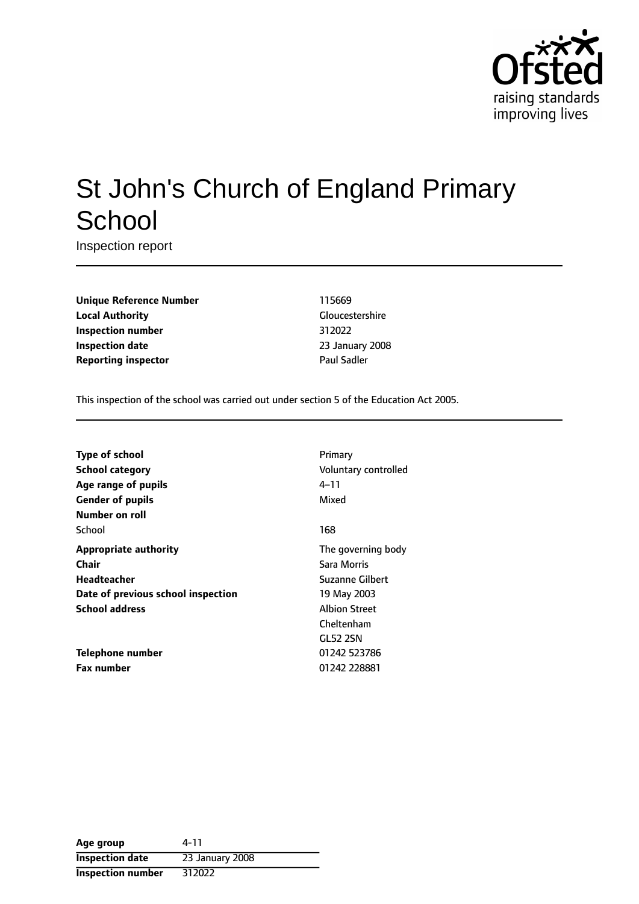Ofsted
raising standards
improving lives

# St John's Church of England Primary School

Inspection report

| | |
|---|---|
| **Unique Reference Number** | 115669 |
| **Local Authority** | Gloucestershire |
| **Inspection number** | 312022 |
| **Inspection date** | 23 January 2008 |
| **Reporting inspector** | Paul Sadler |

This inspection of the school was carried out under section 5 of the Education Act 2005.

| | |
|---|---|
| **Type of school** | Primary |
| **School category** | Voluntary controlled |
| **Age range of pupils** | 4–11 |
| **Gender of pupils** | Mixed |
| **Number on roll** | |
| School | 168 |
| **Appropriate authority** | The governing body |
| **Chair** | Sara Morris |
| **Headteacher** | Suzanne Gilbert |
| **Date of previous school inspection** | 19 May 2003 |
| **School address** | Albion Street<br>Cheltenham<br>GL52 2SN |
| **Telephone number** | 01242 523786 |
| **Fax number** | 01242 228881 |

| | |
|---|---|
| **Age group** | 4-11 |
| **Inspection date** | 23 January 2008 |
| **Inspection number** | 312022 |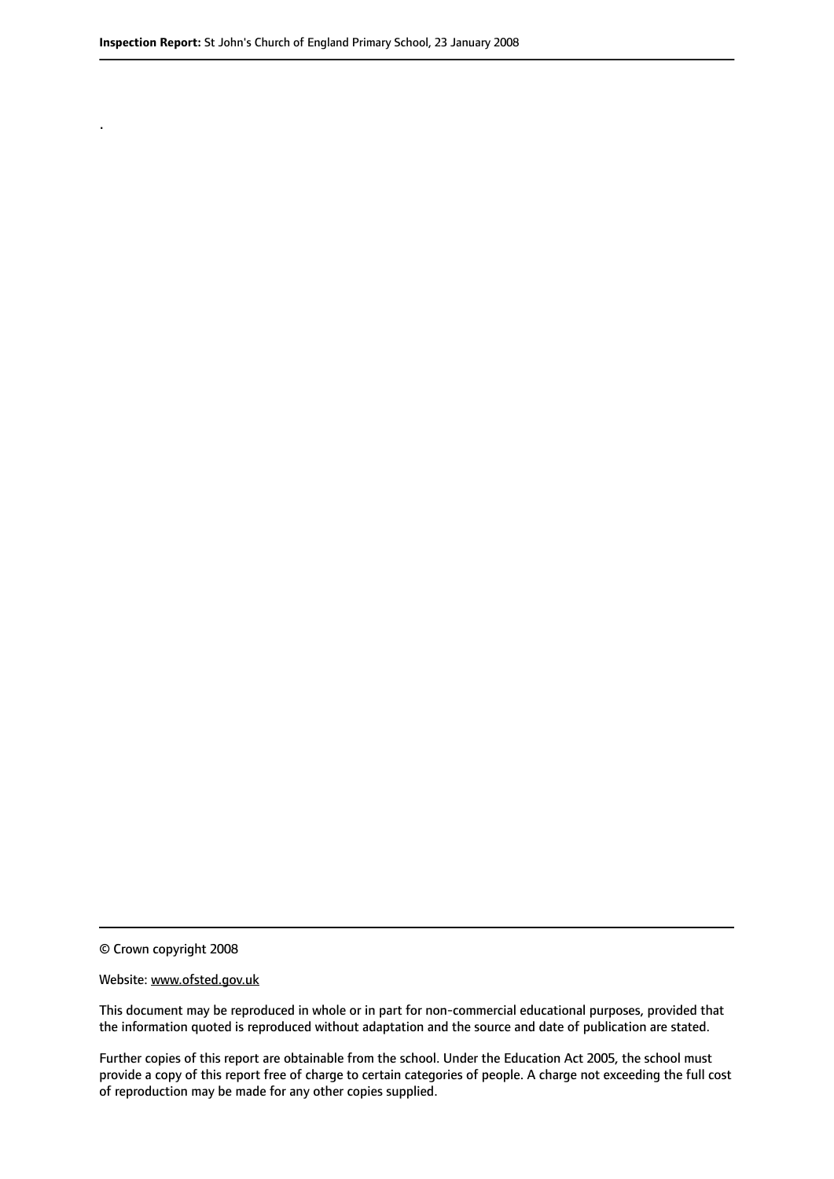.

© Crown copyright 2008

Website: www.ofsted.gov.uk

This document may be reproduced in whole or in part for non-commercial educational purposes, provided that the information quoted is reproduced without adaptation and the source and date of publication are stated.

Further copies of this report are obtainable from the school. Under the Education Act 2005, the school must provide a copy of this report free of charge to certain categories of people. A charge not exceeding the full cost of reproduction may be made for any other copies supplied.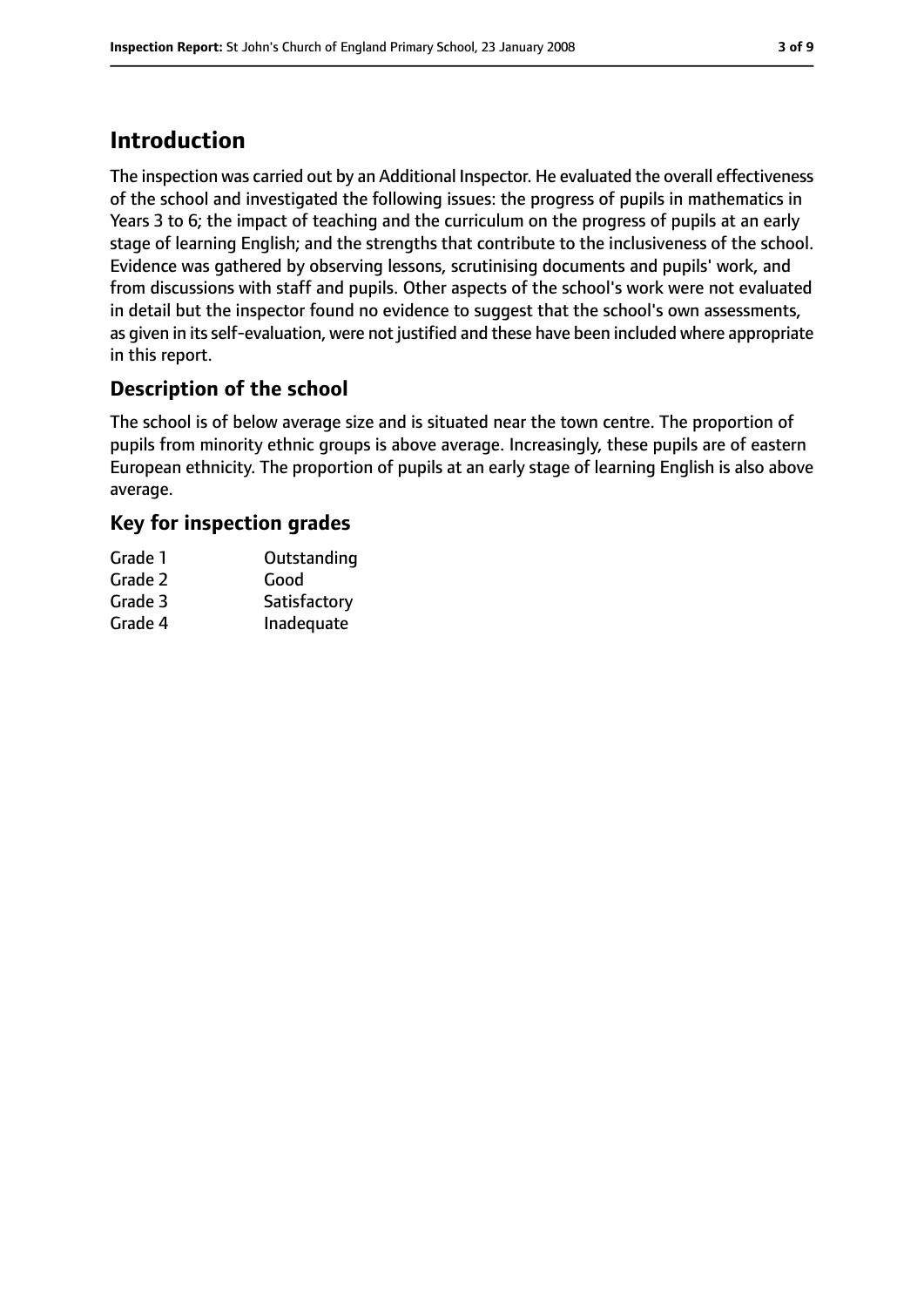# Introduction

The inspection was carried out by an Additional Inspector. He evaluated the overall effectiveness of the school and investigated the following issues: the progress of pupils in mathematics in Years 3 to 6; the impact of teaching and the curriculum on the progress of pupils at an early stage of learning English; and the strengths that contribute to the inclusiveness of the school. Evidence was gathered by observing lessons, scrutinising documents and pupils' work, and from discussions with staff and pupils. Other aspects of the school's work were not evaluated in detail but the inspector found no evidence to suggest that the school's own assessments, as given in its self-evaluation, were not justified and these have been included where appropriate in this report.

## Description of the school

The school is of below average size and is situated near the town centre. The proportion of pupils from minority ethnic groups is above average. Increasingly, these pupils are of eastern European ethnicity. The proportion of pupils at an early stage of learning English is also above average.

## Key for inspection grades

| | |
|---|---|
| Grade 1 | Outstanding |
| Grade 2 | Good |
| Grade 3 | Satisfactory |
| Grade 4 | Inadequate |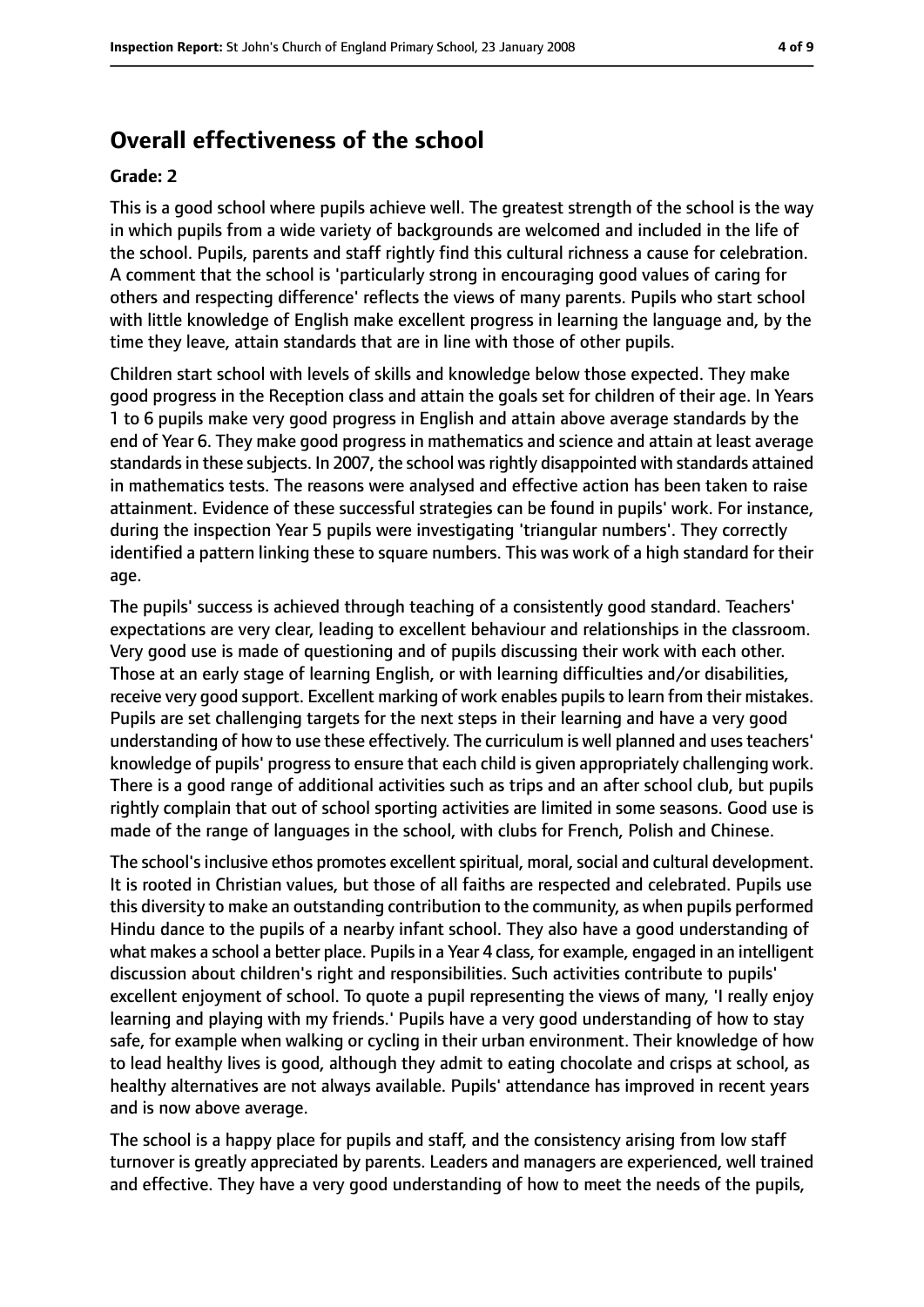## Overall effectiveness of the school

### Grade: 2

This is a good school where pupils achieve well. The greatest strength of the school is the way in which pupils from a wide variety of backgrounds are welcomed and included in the life of the school. Pupils, parents and staff rightly find this cultural richness a cause for celebration. A comment that the school is 'particularly strong in encouraging good values of caring for others and respecting difference' reflects the views of many parents. Pupils who start school with little knowledge of English make excellent progress in learning the language and, by the time they leave, attain standards that are in line with those of other pupils.

Children start school with levels of skills and knowledge below those expected. They make good progress in the Reception class and attain the goals set for children of their age. In Years 1 to 6 pupils make very good progress in English and attain above average standards by the end of Year 6. They make good progress in mathematics and science and attain at least average standards in these subjects. In 2007, the school was rightly disappointed with standards attained in mathematics tests. The reasons were analysed and effective action has been taken to raise attainment. Evidence of these successful strategies can be found in pupils' work. For instance, during the inspection Year 5 pupils were investigating 'triangular numbers'. They correctly identified a pattern linking these to square numbers. This was work of a high standard for their age.

The pupils' success is achieved through teaching of a consistently good standard. Teachers' expectations are very clear, leading to excellent behaviour and relationships in the classroom. Very good use is made of questioning and of pupils discussing their work with each other. Those at an early stage of learning English, or with learning difficulties and/or disabilities, receive very good support. Excellent marking of work enables pupils to learn from their mistakes. Pupils are set challenging targets for the next steps in their learning and have a very good understanding of how to use these effectively. The curriculum is well planned and uses teachers' knowledge of pupils' progress to ensure that each child is given appropriately challenging work. There is a good range of additional activities such as trips and an after school club, but pupils rightly complain that out of school sporting activities are limited in some seasons. Good use is made of the range of languages in the school, with clubs for French, Polish and Chinese.

The school's inclusive ethos promotes excellent spiritual, moral, social and cultural development. It is rooted in Christian values, but those of all faiths are respected and celebrated. Pupils use this diversity to make an outstanding contribution to the community, as when pupils performed Hindu dance to the pupils of a nearby infant school. They also have a good understanding of what makes a school a better place. Pupils in a Year 4 class, for example, engaged in an intelligent discussion about children's right and responsibilities. Such activities contribute to pupils' excellent enjoyment of school. To quote a pupil representing the views of many, 'I really enjoy learning and playing with my friends.' Pupils have a very good understanding of how to stay safe, for example when walking or cycling in their urban environment. Their knowledge of how to lead healthy lives is good, although they admit to eating chocolate and crisps at school, as healthy alternatives are not always available. Pupils' attendance has improved in recent years and is now above average.

The school is a happy place for pupils and staff, and the consistency arising from low staff turnover is greatly appreciated by parents. Leaders and managers are experienced, well trained and effective. They have a very good understanding of how to meet the needs of the pupils,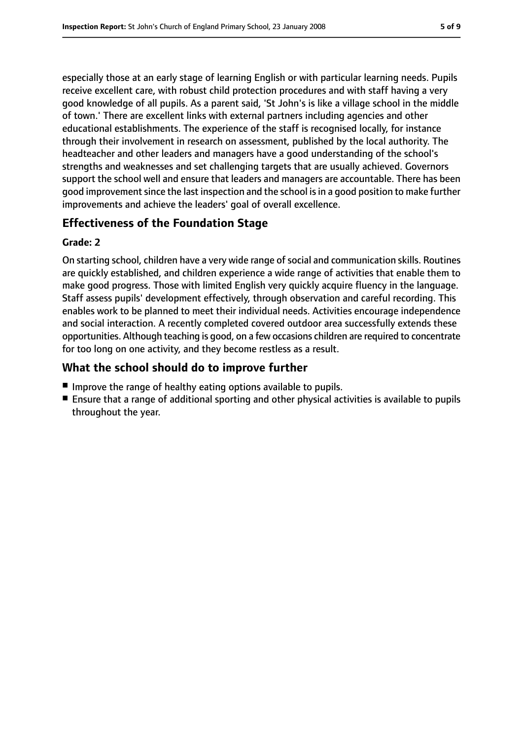especially those at an early stage of learning English or with particular learning needs. Pupils receive excellent care, with robust child protection procedures and with staff having a very good knowledge of all pupils. As a parent said, 'St John's is like a village school in the middle of town.' There are excellent links with external partners including agencies and other educational establishments. The experience of the staff is recognised locally, for instance through their involvement in research on assessment, published by the local authority. The headteacher and other leaders and managers have a good understanding of the school's strengths and weaknesses and set challenging targets that are usually achieved. Governors support the school well and ensure that leaders and managers are accountable. There has been good improvement since the last inspection and the school is in a good position to make further improvements and achieve the leaders' goal of overall excellence.

## Effectiveness of the Foundation Stage

### Grade: 2

On starting school, children have a very wide range of social and communication skills. Routines are quickly established, and children experience a wide range of activities that enable them to make good progress. Those with limited English very quickly acquire fluency in the language. Staff assess pupils' development effectively, through observation and careful recording. This enables work to be planned to meet their individual needs. Activities encourage independence and social interaction. A recently completed covered outdoor area successfully extends these opportunities. Although teaching is good, on a few occasions children are required to concentrate for too long on one activity, and they become restless as a result.

## What the school should do to improve further

- Improve the range of healthy eating options available to pupils.
- Ensure that a range of additional sporting and other physical activities is available to pupils throughout the year.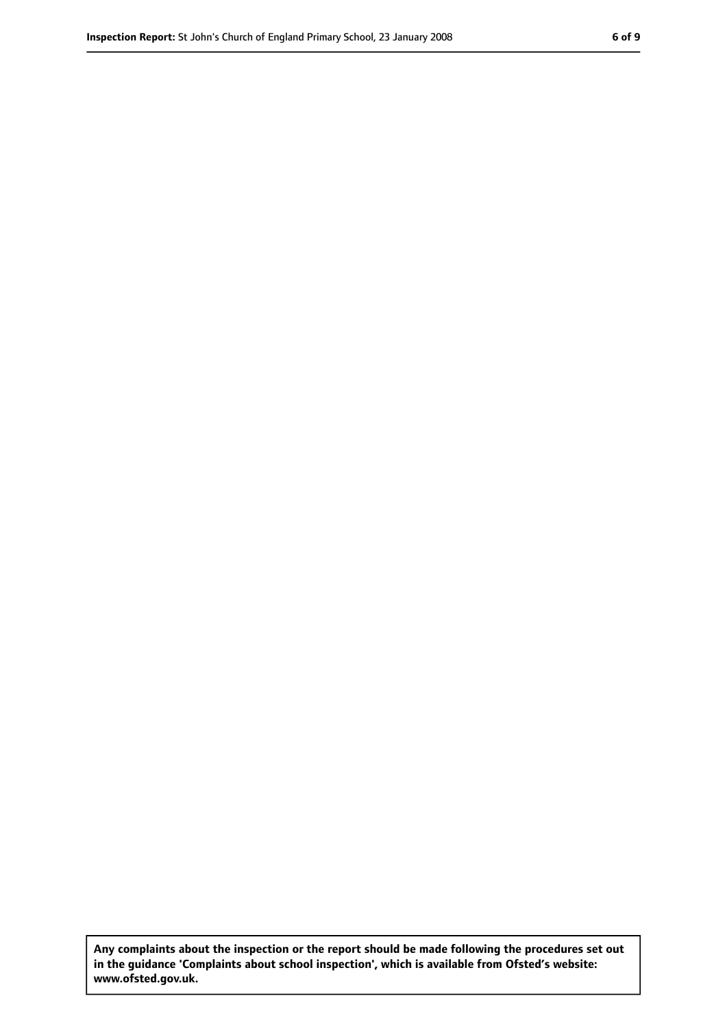**Any complaints about the inspection or the report should be made following the procedures set out in the guidance 'Complaints about school inspection', which is available from Ofsted's website: www.ofsted.gov.uk.**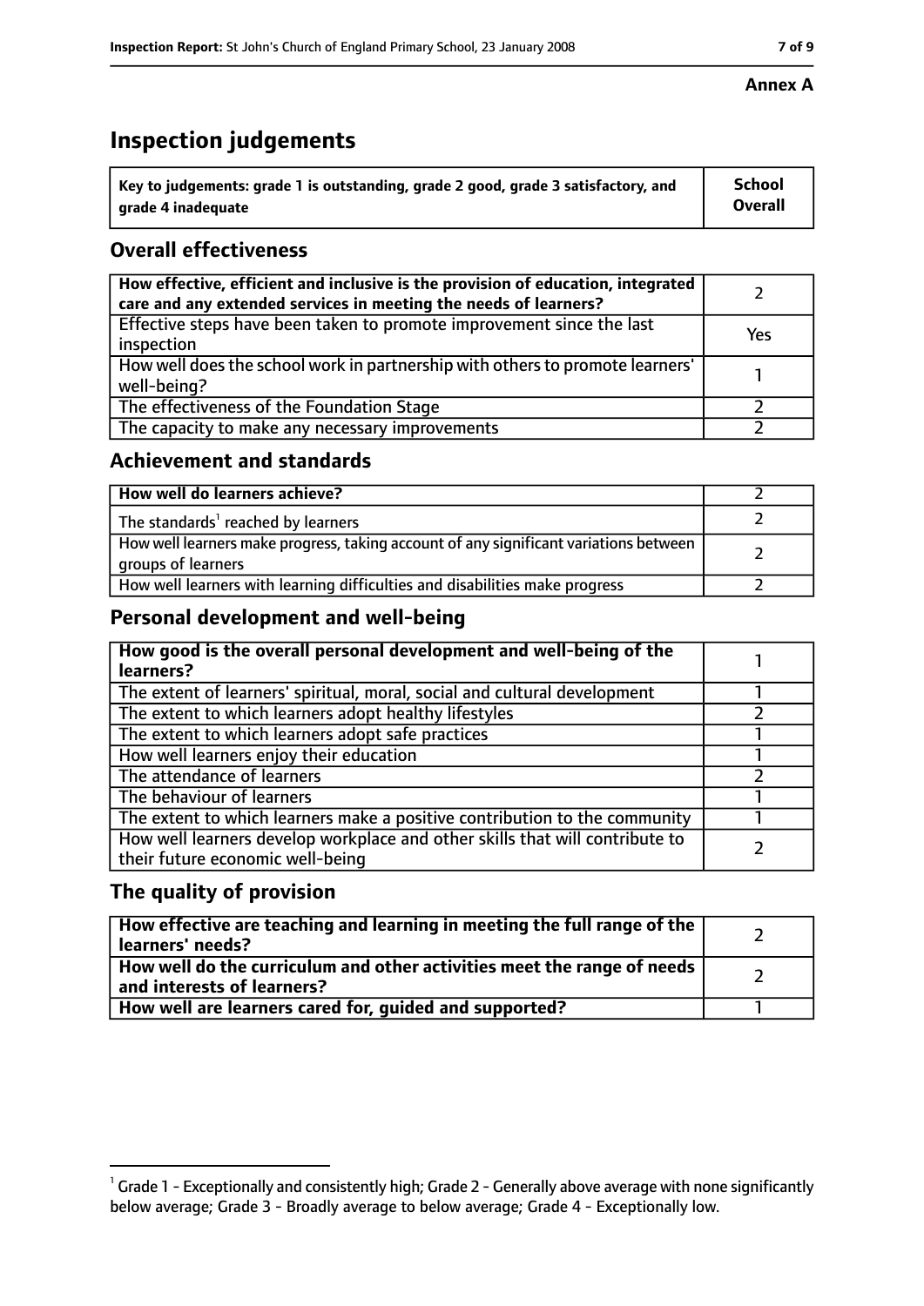**Annex A**

# Inspection judgements

| Key to judgements: grade 1 is outstanding, grade 2 good, grade 3 satisfactory, and grade 4 inadequate | School Overall |
|---|---|

## Overall effectiveness

| | |
|---|---|
| How effective, efficient and inclusive is the provision of education, integrated care and any extended services in meeting the needs of learners? | 2 |
| Effective steps have been taken to promote improvement since the last inspection | Yes |
| How well does the school work in partnership with others to promote learners' well-being? | 1 |
| The effectiveness of the Foundation Stage | 2 |
| The capacity to make any necessary improvements | 2 |

## Achievement and standards

| | |
|---|---|
| How well do learners achieve? | 2 |
| The standards[1] reached by learners | 2 |
| How well learners make progress, taking account of any significant variations between groups of learners | 2 |
| How well learners with learning difficulties and disabilities make progress | 2 |

## Personal development and well-being

| | |
|---|---|
| How good is the overall personal development and well-being of the learners? | 1 |
| The extent of learners' spiritual, moral, social and cultural development | 1 |
| The extent to which learners adopt healthy lifestyles | 2 |
| The extent to which learners adopt safe practices | 1 |
| How well learners enjoy their education | 1 |
| The attendance of learners | 2 |
| The behaviour of learners | 1 |
| The extent to which learners make a positive contribution to the community | 1 |
| How well learners develop workplace and other skills that will contribute to their future economic well-being | 2 |

## The quality of provision

| | |
|---|---|
| How effective are teaching and learning in meeting the full range of the learners' needs? | 2 |
| How well do the curriculum and other activities meet the range of needs and interests of learners? | 2 |
| How well are learners cared for, guided and supported? | 1 |

[1] Grade 1 - Exceptionally and consistently high; Grade 2 - Generally above average with none significantly below average; Grade 3 - Broadly average to below average; Grade 4 - Exceptionally low.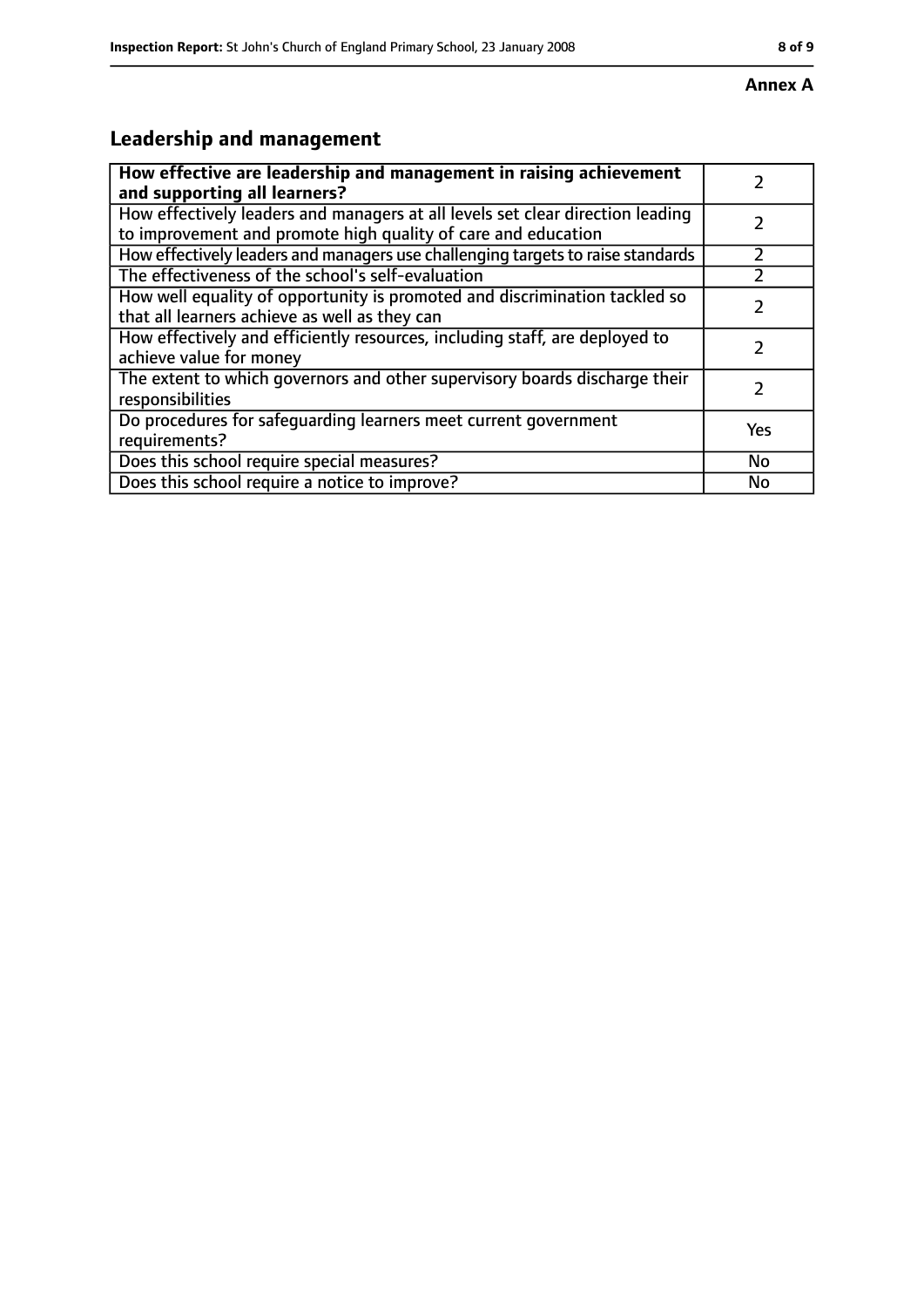**Annex A**

## Leadership and management

| | |
|---|---|
| **How effective are leadership and management in raising achievement and supporting all learners?** | 2 |
| How effectively leaders and managers at all levels set clear direction leading to improvement and promote high quality of care and education | 2 |
| How effectively leaders and managers use challenging targets to raise standards | 2 |
| The effectiveness of the school's self-evaluation | 2 |
| How well equality of opportunity is promoted and discrimination tackled so that all learners achieve as well as they can | 2 |
| How effectively and efficiently resources, including staff, are deployed to achieve value for money | 2 |
| The extent to which governors and other supervisory boards discharge their responsibilities | 2 |
| Do procedures for safeguarding learners meet current government requirements? | Yes |
| Does this school require special measures? | No |
| Does this school require a notice to improve? | No |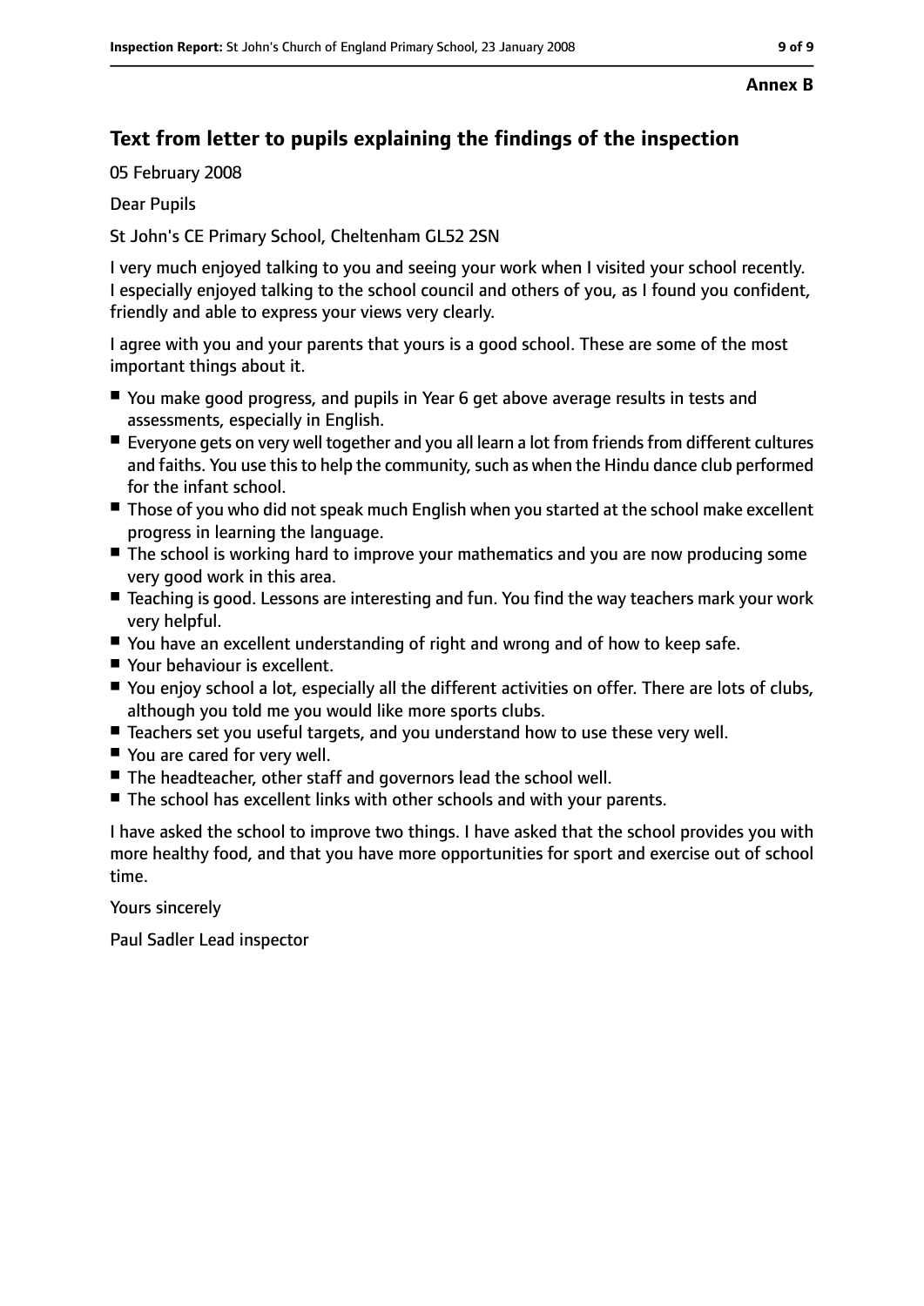**Annex B**

## Text from letter to pupils explaining the findings of the inspection

05 February 2008

Dear Pupils

St John's CE Primary School, Cheltenham GL52 2SN

I very much enjoyed talking to you and seeing your work when I visited your school recently. I especially enjoyed talking to the school council and others of you, as I found you confident, friendly and able to express your views very clearly.

I agree with you and your parents that yours is a good school. These are some of the most important things about it.

- You make good progress, and pupils in Year 6 get above average results in tests and assessments, especially in English.
- Everyone gets on very well together and you all learn a lot from friends from different cultures and faiths. You use this to help the community, such as when the Hindu dance club performed for the infant school.
- Those of you who did not speak much English when you started at the school make excellent progress in learning the language.
- The school is working hard to improve your mathematics and you are now producing some very good work in this area.
- Teaching is good. Lessons are interesting and fun. You find the way teachers mark your work very helpful.
- You have an excellent understanding of right and wrong and of how to keep safe.
- Your behaviour is excellent.
- You enjoy school a lot, especially all the different activities on offer. There are lots of clubs, although you told me you would like more sports clubs.
- Teachers set you useful targets, and you understand how to use these very well.
- You are cared for very well.
- The headteacher, other staff and governors lead the school well.
- The school has excellent links with other schools and with your parents.

I have asked the school to improve two things. I have asked that the school provides you with more healthy food, and that you have more opportunities for sport and exercise out of school time.

Yours sincerely

Paul Sadler Lead inspector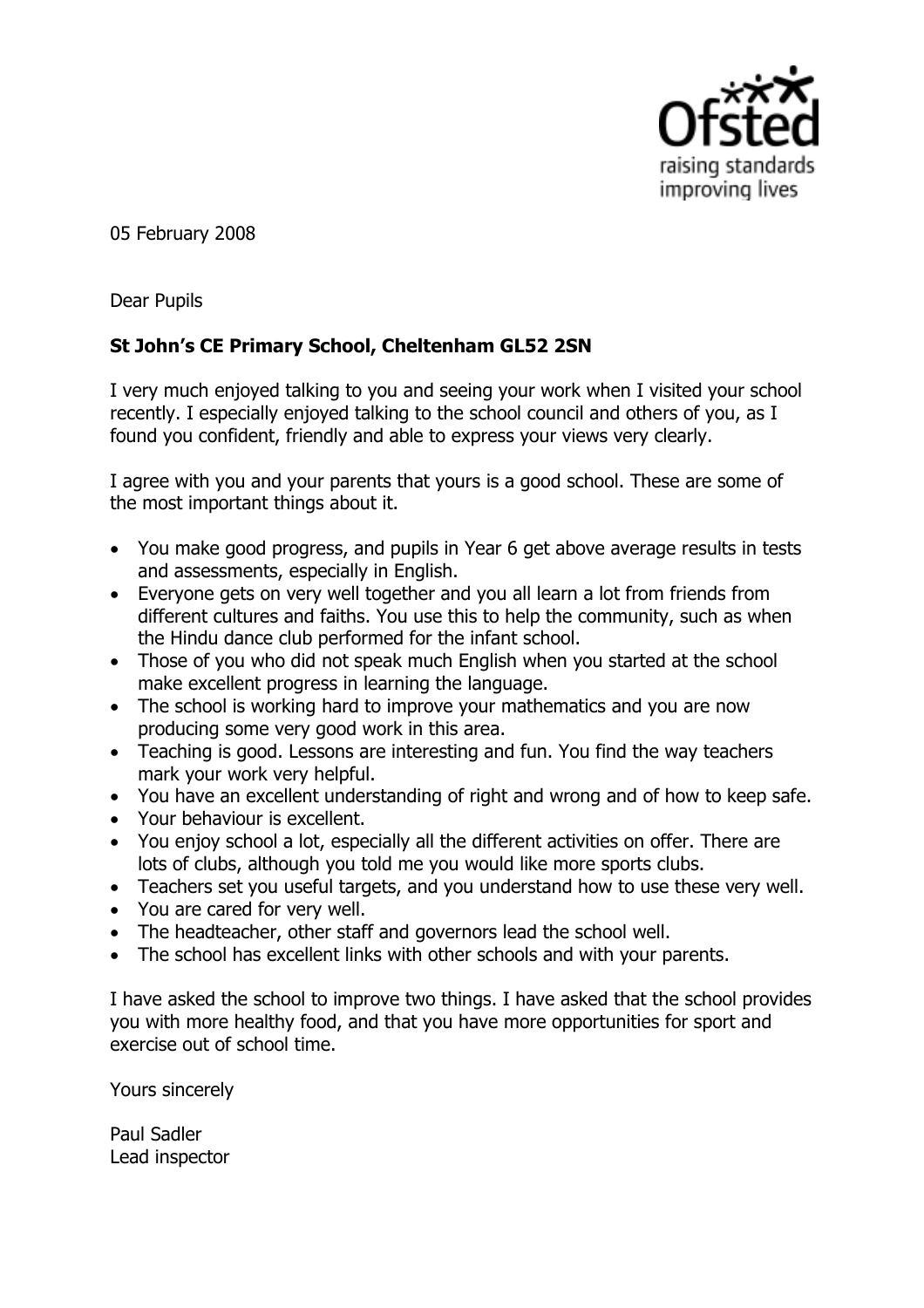05 February 2008

Dear Pupils

**St John's CE Primary School, Cheltenham GL52 2SN**

I very much enjoyed talking to you and seeing your work when I visited your school recently. I especially enjoyed talking to the school council and others of you, as I found you confident, friendly and able to express your views very clearly.

I agree with you and your parents that yours is a good school. These are some of the most important things about it.

- You make good progress, and pupils in Year 6 get above average results in tests and assessments, especially in English.
- Everyone gets on very well together and you all learn a lot from friends from different cultures and faiths. You use this to help the community, such as when the Hindu dance club performed for the infant school.
- Those of you who did not speak much English when you started at the school make excellent progress in learning the language.
- The school is working hard to improve your mathematics and you are now producing some very good work in this area.
- Teaching is good. Lessons are interesting and fun. You find the way teachers mark your work very helpful.
- You have an excellent understanding of right and wrong and of how to keep safe.
- Your behaviour is excellent.
- You enjoy school a lot, especially all the different activities on offer. There are lots of clubs, although you told me you would like more sports clubs.
- Teachers set you useful targets, and you understand how to use these very well.
- You are cared for very well.
- The headteacher, other staff and governors lead the school well.
- The school has excellent links with other schools and with your parents.

I have asked the school to improve two things. I have asked that the school provides you with more healthy food, and that you have more opportunities for sport and exercise out of school time.

Yours sincerely

Paul Sadler
Lead inspector